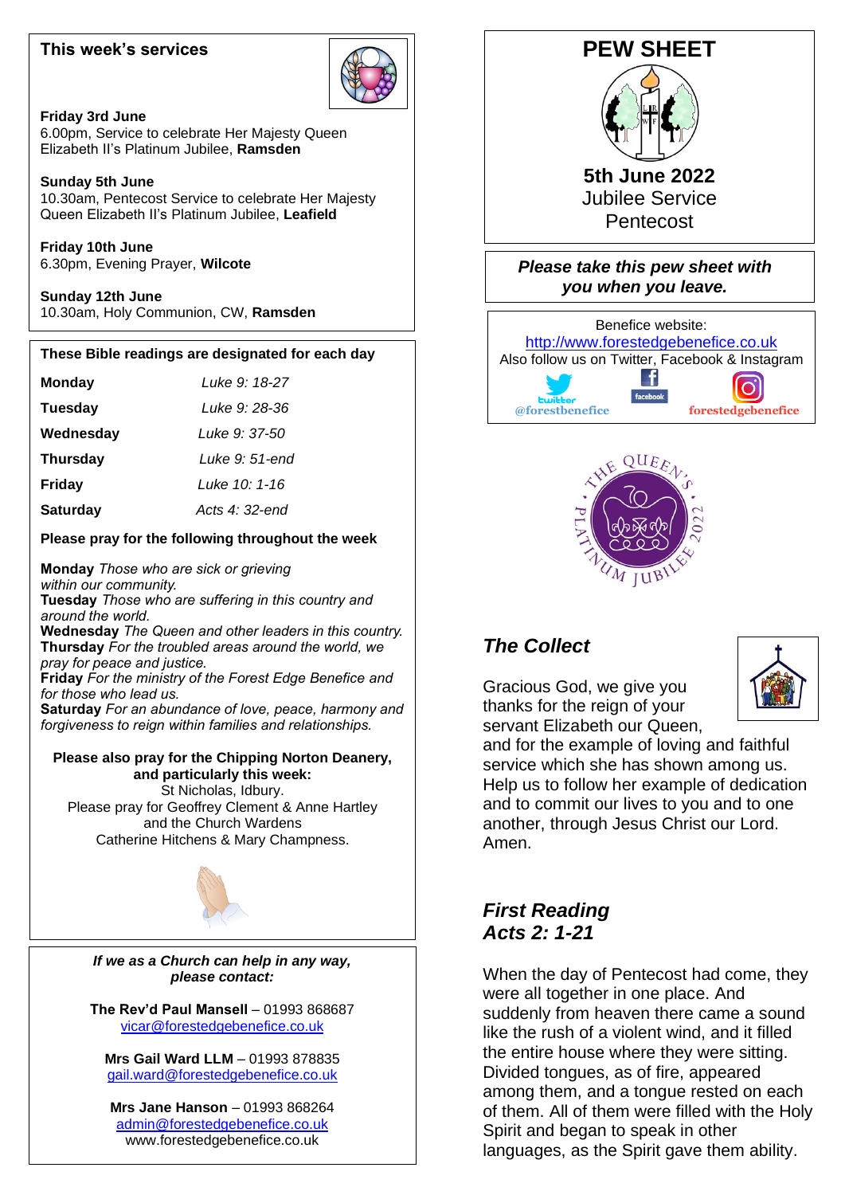## This week's services

**Friday 3rd June**
6.00pm, Service to celebrate Her Majesty Queen Elizabeth II's Platinum Jubilee, **Ramsden**

**Sunday 5th June**
10.30am, Pentecost Service to celebrate Her Majesty Queen Elizabeth II's Platinum Jubilee, **Leafield**

**Friday 10th June**
6.30pm, Evening Prayer, **Wilcote**

**Sunday 12th June**
10.30am, Holy Communion, CW, **Ramsden**

## These Bible readings are designated for each day

| | |
|---|---|
| **Monday** | *Luke 9: 18-27* |
| **Tuesday** | *Luke 9: 28-36* |
| **Wednesday** | *Luke 9: 37-50* |
| **Thursday** | *Luke 9: 51-end* |
| **Friday** | *Luke 10: 1-16* |
| **Saturday** | *Acts 4: 32-end* |

**Please pray for the following throughout the week**

**Monday** *Those who are sick or grieving within our community.*
**Tuesday** *Those who are suffering in this country and around the world.*
**Wednesday** *The Queen and other leaders in this country.*
**Thursday** *For the troubled areas around the world, we pray for peace and justice.*
**Friday** *For the ministry of the Forest Edge Benefice and for those who lead us.*
**Saturday** *For an abundance of love, peace, harmony and forgiveness to reign within families and relationships.*

**Please also pray for the Chipping Norton Deanery, and particularly this week:**
St Nicholas, Idbury.
Please pray for Geoffrey Clement & Anne Hartley and the Church Wardens
Catherine Hitchens & Mary Champness.

***If we as a Church can help in any way, please contact:***

**The Rev'd Paul Mansell** – 01993 868687
vicar@forestedgebenefice.co.uk

**Mrs Gail Ward LLM** – 01993 878835
gail.ward@forestedgebenefice.co.uk

**Mrs Jane Hanson** – 01993 868264
admin@forestedgebenefice.co.uk
www.forestedgebenefice.co.uk

# PEW SHEET

**5th June 2022**
Jubilee Service
Pentecost

***Please take this pew sheet with you when you leave.***

Benefice website:
http://www.forestedgebenefice.co.uk
Also follow us on Twitter, Facebook & Instagram
@forestbenefice forestedgebenefice

## *The Collect*

Gracious God, we give you thanks for the reign of your servant Elizabeth our Queen, and for the example of loving and faithful service which she has shown among us. Help us to follow her example of dedication and to commit our lives to you and to one another, through Jesus Christ our Lord. Amen.

## *First Reading Acts 2: 1-21*

When the day of Pentecost had come, they were all together in one place. And suddenly from heaven there came a sound like the rush of a violent wind, and it filled the entire house where they were sitting. Divided tongues, as of fire, appeared among them, and a tongue rested on each of them. All of them were filled with the Holy Spirit and began to speak in other languages, as the Spirit gave them ability.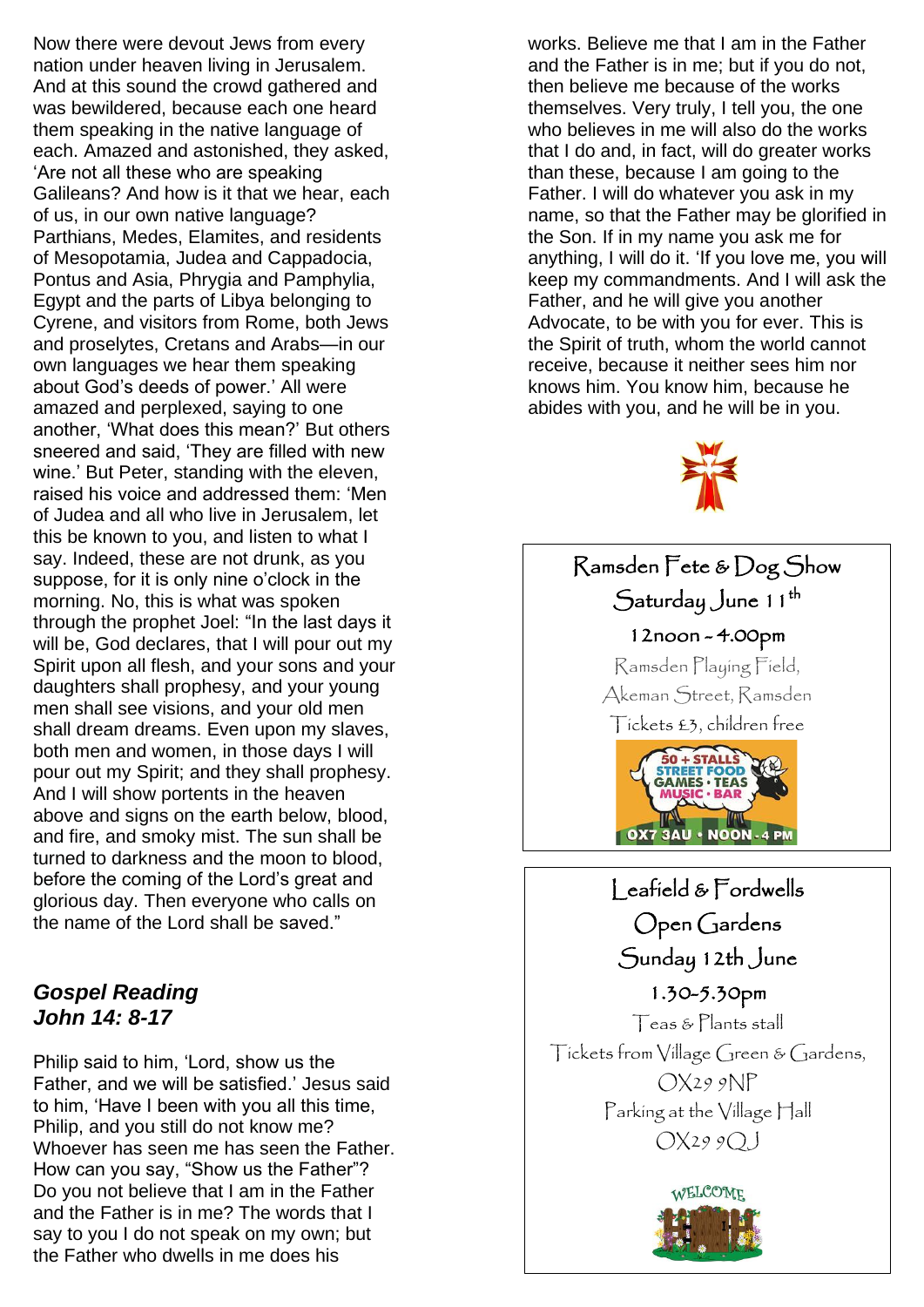Now there were devout Jews from every nation under heaven living in Jerusalem. And at this sound the crowd gathered and was bewildered, because each one heard them speaking in the native language of each. Amazed and astonished, they asked, 'Are not all these who are speaking Galileans? And how is it that we hear, each of us, in our own native language? Parthians, Medes, Elamites, and residents of Mesopotamia, Judea and Cappadocia, Pontus and Asia, Phrygia and Pamphylia, Egypt and the parts of Libya belonging to Cyrene, and visitors from Rome, both Jews and proselytes, Cretans and Arabs—in our own languages we hear them speaking about God's deeds of power.' All were amazed and perplexed, saying to one another, 'What does this mean?' But others sneered and said, 'They are filled with new wine.' But Peter, standing with the eleven, raised his voice and addressed them: 'Men of Judea and all who live in Jerusalem, let this be known to you, and listen to what I say. Indeed, these are not drunk, as you suppose, for it is only nine o'clock in the morning. No, this is what was spoken through the prophet Joel: "In the last days it will be, God declares, that I will pour out my Spirit upon all flesh, and your sons and your daughters shall prophesy, and your young men shall see visions, and your old men shall dream dreams. Even upon my slaves, both men and women, in those days I will pour out my Spirit; and they shall prophesy. And I will show portents in the heaven above and signs on the earth below, blood, and fire, and smoky mist. The sun shall be turned to darkness and the moon to blood, before the coming of the Lord's great and glorious day. Then everyone who calls on the name of the Lord shall be saved."

## *Gospel Reading John 14: 8-17*

Philip said to him, 'Lord, show us the Father, and we will be satisfied.' Jesus said to him, 'Have I been with you all this time, Philip, and you still do not know me? Whoever has seen me has seen the Father. How can you say, "Show us the Father"? Do you not believe that I am in the Father and the Father is in me? The words that I say to you I do not speak on my own; but the Father who dwells in me does his works. Believe me that I am in the Father and the Father is in me; but if you do not, then believe me because of the works themselves. Very truly, I tell you, the one who believes in me will also do the works that I do and, in fact, will do greater works than these, because I am going to the Father. I will do whatever you ask in my name, so that the Father may be glorified in the Son. If in my name you ask me for anything, I will do it. 'If you love me, you will keep my commandments. And I will ask the Father, and he will give you another Advocate, to be with you for ever. This is the Spirit of truth, whom the world cannot receive, because it neither sees him nor knows him. You know him, because he abides with you, and he will be in you.

---

**Ramsden Fete & Dog Show**
**Saturday June 11th**
**12noon - 4.00pm**

Ramsden Playing Field,
Akeman Street, Ramsden
Tickets £3, children free

50 + STALLS
STREET FOOD
GAMES · TEAS
MUSIC · BAR
OX7 3AU · NOON - 4 PM

---

**Leafield & Fordwells**
**Open Gardens**
**Sunday 12th June**
**1.30-5.30pm**

Teas & Plants stall
Tickets from Village Green & Gardens, OX29 9NP
Parking at the Village Hall
OX29 9QJ

WELCOME